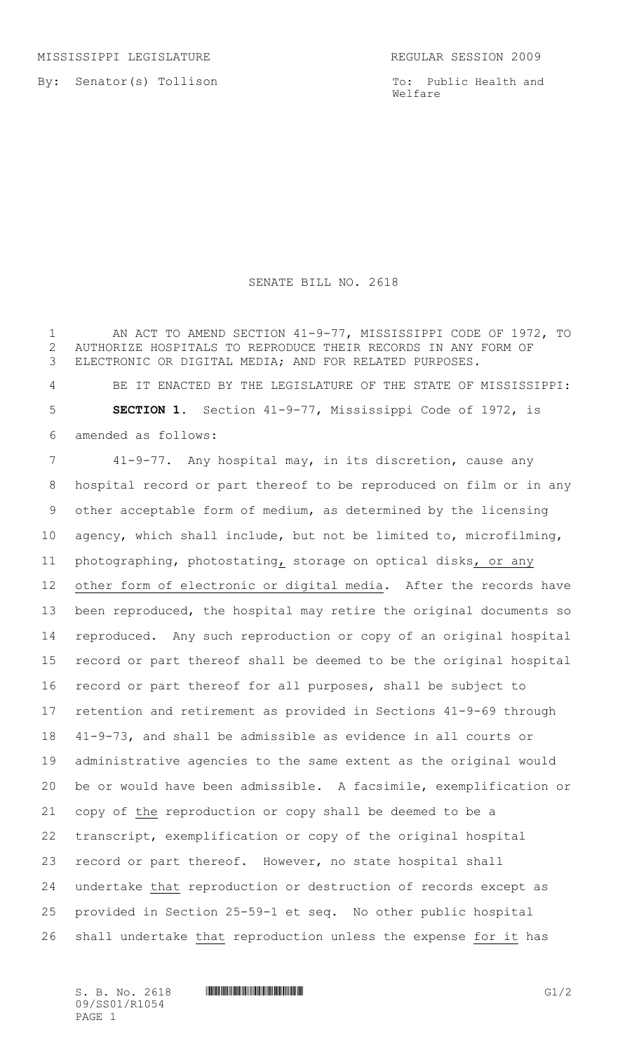MISSISSIPPI LEGISLATURE REGULAR SESSION 2009

By: Senator(s) Tollison

To: Public Health and Welfare

# SENATE BILL NO. 2618

AN ACT TO AMEND SECTION 41-9-77, MISSISSIPPI CODE OF 1972, TO AUTHORIZE HOSPITALS TO REPRODUCE THEIR RECORDS IN ANY FORM OF ELECTRONIC OR DIGITAL MEDIA; AND FOR RELATED PURPOSES.

BE IT ENACTED BY THE LEGISLATURE OF THE STATE OF MISSISSIPPI:

**SECTION 1.** Section 41-9-77, Mississippi Code of 1972, is amended as follows:

41-9-77. Any hospital may, in its discretion, cause any hospital record or part thereof to be reproduced on film or in any other acceptable form of medium, as determined by the licensing agency, which shall include, but not be limited to, microfilming, photographing, photostating, storage on optical disks, or any other form of electronic or digital media. After the records have been reproduced, the hospital may retire the original documents so reproduced. Any such reproduction or copy of an original hospital record or part thereof shall be deemed to be the original hospital record or part thereof for all purposes, shall be subject to retention and retirement as provided in Sections 41-9-69 through 41-9-73, and shall be admissible as evidence in all courts or administrative agencies to the same extent as the original would be or would have been admissible. A facsimile, exemplification or copy of the reproduction or copy shall be deemed to be a transcript, exemplification or copy of the original hospital record or part thereof. However, no state hospital shall undertake that reproduction or destruction of records except as provided in Section 25-59-1 et seq. No other public hospital shall undertake that reproduction unless the expense for it has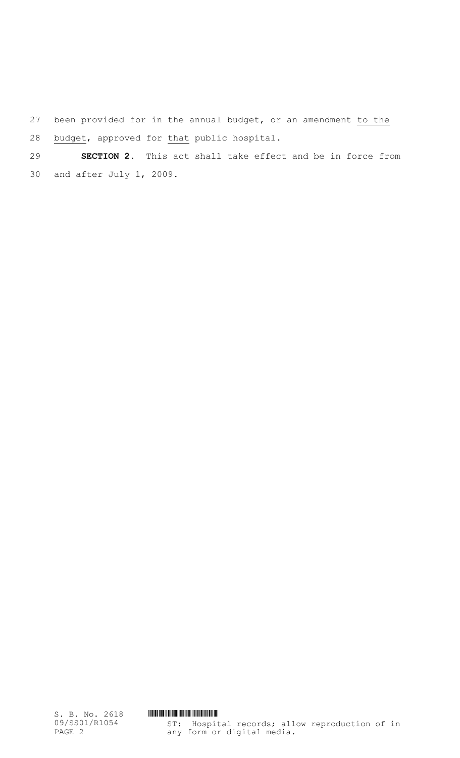27 been provided for in the annual budget, or an amendment to the

28 budget, approved for that public hospital.

29 **SECTION 2.** This act shall take effect and be in force from

30 and after July 1, 2009.